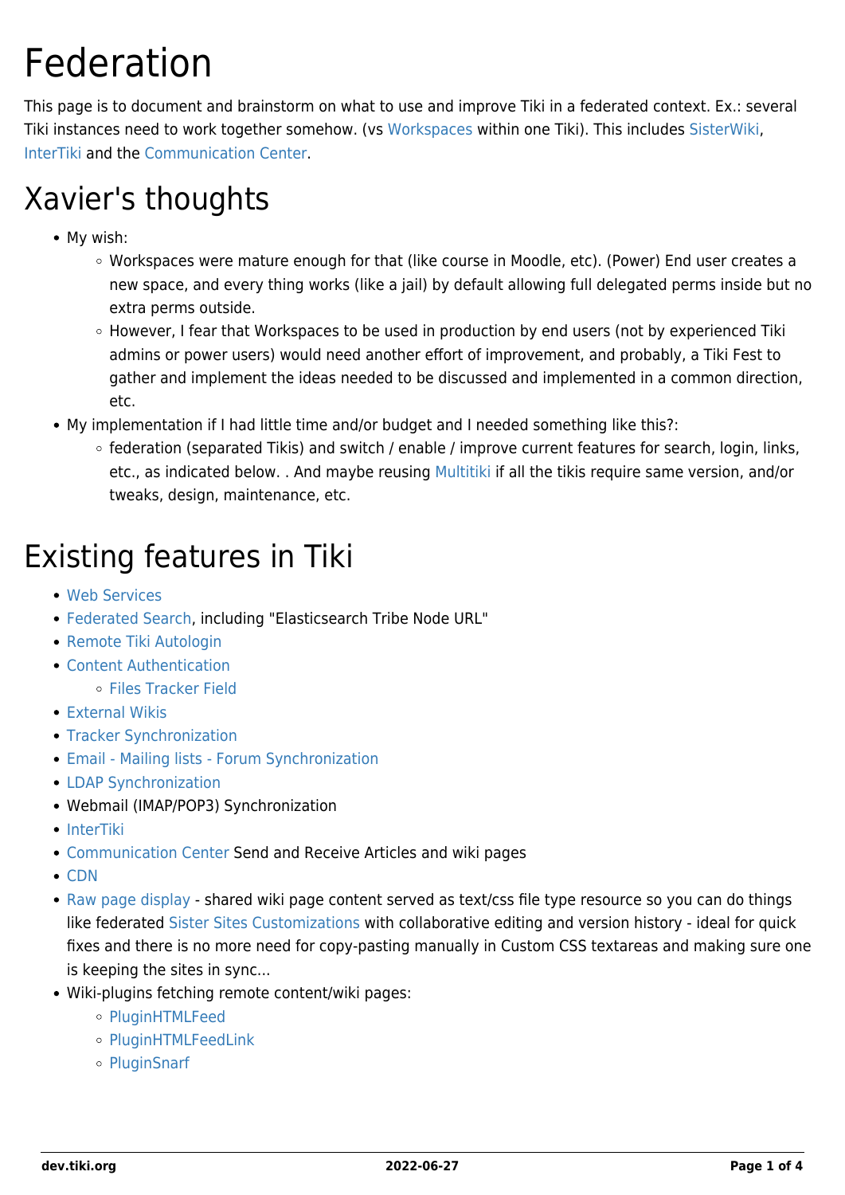# Federation

This page is to document and brainstorm on what to use and improve Tiki in a federated context. Ex.: several Tiki instances need to work together somehow. (vs Workspaces within one Tiki). This includes SisterWiki, InterTiki and the Communication Center.

# Xavier's thoughts

- My wish:
  - Workspaces were mature enough for that (like course in Moodle, etc). (Power) End user creates a new space, and every thing works (like a jail) by default allowing full delegated perms inside but no extra perms outside.
  - However, I fear that Workspaces to be used in production by end users (not by experienced Tiki admins or power users) would need another effort of improvement, and probably, a Tiki Fest to gather and implement the ideas needed to be discussed and implemented in a common direction, etc.
- My implementation if I had little time and/or budget and I needed something like this?:
  - federation (separated Tikis) and switch / enable / improve current features for search, login, links, etc., as indicated below. . And maybe reusing Multitiki if all the tikis require same version, and/or tweaks, design, maintenance, etc.

# Existing features in Tiki

- Web Services
- Federated Search, including "Elasticsearch Tribe Node URL"
- Remote Tiki Autologin
- Content Authentication
  - Files Tracker Field
- External Wikis
- Tracker Synchronization
- Email - Mailing lists - Forum Synchronization
- LDAP Synchronization
- Webmail (IMAP/POP3) Synchronization
- InterTiki
- Communication Center Send and Receive Articles and wiki pages
- CDN
- Raw page display - shared wiki page content served as text/css file type resource so you can do things like federated Sister Sites Customizations with collaborative editing and version history - ideal for quick fixes and there is no more need for copy-pasting manually in Custom CSS textareas and making sure one is keeping the sites in sync...
- Wiki-plugins fetching remote content/wiki pages:
  - PluginHTMLFeed
  - PluginHTMLFeedLink
  - PluginSnarf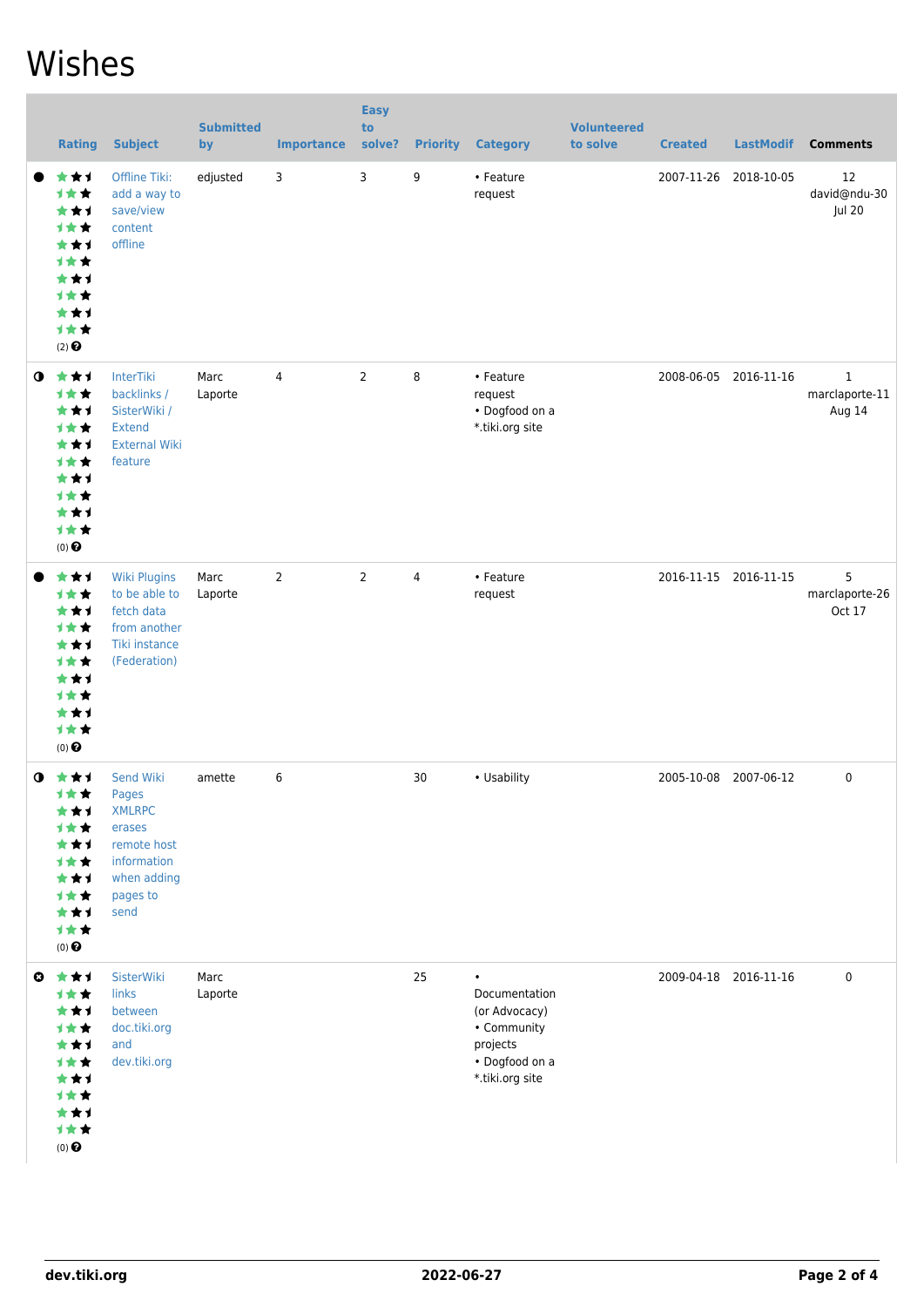# Wishes

| | Rating | Subject | Submitted by | Importance | Easy to solve? | Priority | Category | Volunteered to solve | Created | LastModif | Comments |
|---|---|---|---|---|---|---|---|---|---|---|---|
| ● | (2) | Offline Tiki: add a way to save/view content offline | edjusted | 3 | 3 | 9 | • Feature request | | 2007-11-26 | 2018-10-05 | 12 david@ndu-30 Jul 20 |
| ◑ | (0) | InterTiki backlinks / SisterWiki / Extend External Wiki feature | Marc Laporte | 4 | 2 | 8 | • Feature request • Dogfood on a *.tiki.org site | | 2008-06-05 | 2016-11-16 | 1 marclaporte-11 Aug 14 |
| ● | (0) | Wiki Plugins to be able to fetch data from another Tiki instance (Federation) | Marc Laporte | 2 | 2 | 4 | • Feature request | | 2016-11-15 | 2016-11-15 | 5 marclaporte-26 Oct 17 |
| ◑ | (0) | Send Wiki Pages XMLRPC erases remote host information when adding pages to send | amette | 6 | | 30 | • Usability | | 2005-10-08 | 2007-06-12 | 0 |
| ⊗ | (0) | SisterWiki links between doc.tiki.org and dev.tiki.org | Marc Laporte | | | 25 | • Documentation (or Advocacy) • Community projects • Dogfood on a *.tiki.org site | | 2009-04-18 | 2016-11-16 | 0 |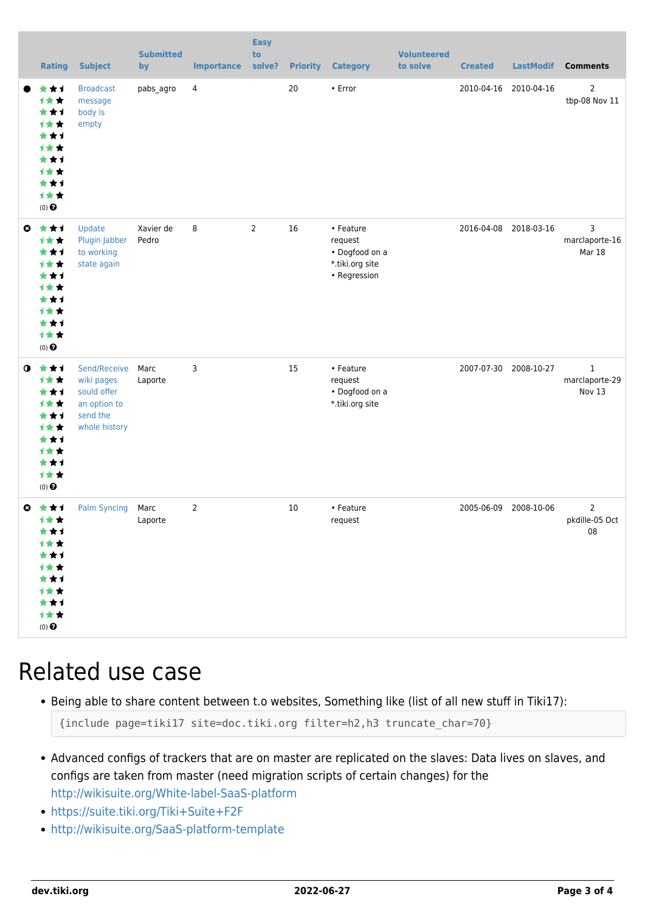| | Rating | Subject | Submitted by | Importance | Easy to solve? | Priority | Category | Volunteered to solve | Created | LastModif | Comments |
|---|---|---|---|---|---|---|---|---|---|---|---|
| ● | (0) | Broadcast message body is empty | pabs_agro | 4 | | 20 | • Error | | 2010-04-16 | 2010-04-16 | 2 tbp-08 Nov 11 |
| ⊗ | (0) | Update Plugin Jabber to working state again | Xavier de Pedro | 8 | 2 | 16 | • Feature request • Dogfood on a *.tiki.org site • Regression | | 2016-04-08 | 2018-03-16 | 3 marclaporte-16 Mar 18 |
| ◑ | (0) | Send/Receive wiki pages sould offer an option to send the whole history | Marc Laporte | 3 | | 15 | • Feature request • Dogfood on a *.tiki.org site | | 2007-07-30 | 2008-10-27 | 1 marclaporte-29 Nov 13 |
| ⊗ | (0) | Palm Syncing | Marc Laporte | 2 | | 10 | • Feature request | | 2005-06-09 | 2008-10-06 | 2 pkdille-05 Oct 08 |

# Related use case

- Being able to share content between t.o websites, Something like (list of all new stuff in Tiki17):
  ```
  {include page=tiki17 site=doc.tiki.org filter=h2,h3 truncate_char=70}
  ```
- Advanced configs of trackers that are on master are replicated on the slaves: Data lives on slaves, and configs are taken from master (need migration scripts of certain changes) for the http://wikisuite.org/White-label-SaaS-platform
- https://suite.tiki.org/Tiki+Suite+F2F
- http://wikisuite.org/SaaS-platform-template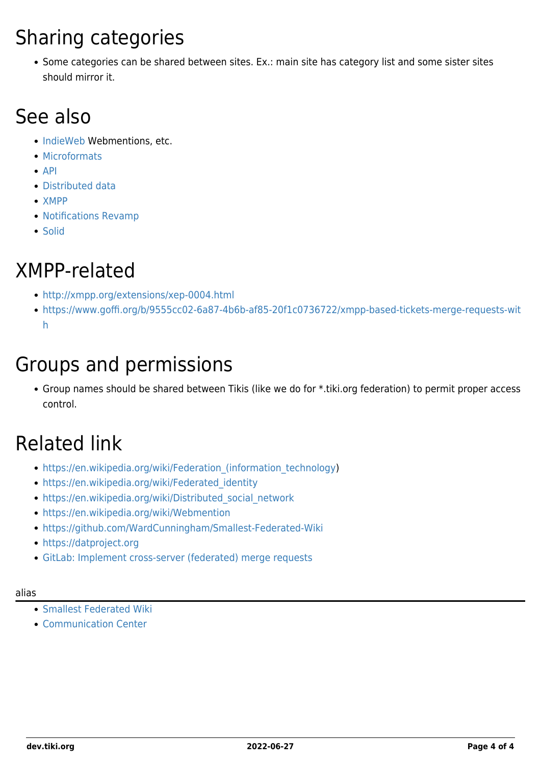# Sharing categories

- Some categories can be shared between sites. Ex.: main site has category list and some sister sites should mirror it.

# See also

- IndieWeb Webmentions, etc.
- Microformats
- API
- Distributed data
- XMPP
- Notifications Revamp
- Solid

# XMPP-related

- http://xmpp.org/extensions/xep-0004.html
- https://www.goffi.org/b/9555cc02-6a87-4b6b-af85-20f1c0736722/xmpp-based-tickets-merge-requests-with

# Groups and permissions

- Group names should be shared between Tikis (like we do for *.tiki.org federation) to permit proper access control.

# Related link

- https://en.wikipedia.org/wiki/Federation_(information_technology)
- https://en.wikipedia.org/wiki/Federated_identity
- https://en.wikipedia.org/wiki/Distributed_social_network
- https://en.wikipedia.org/wiki/Webmention
- https://github.com/WardCunningham/Smallest-Federated-Wiki
- https://datproject.org
- GitLab: Implement cross-server (federated) merge requests

alias

- Smallest Federated Wiki
- Communication Center